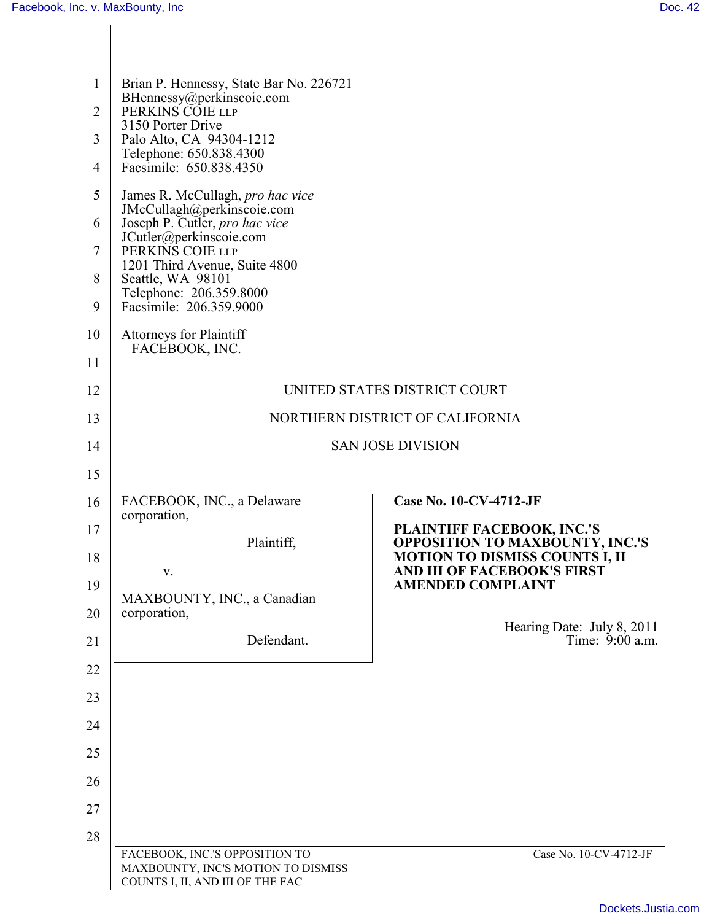Brian P. Hennessy, State Bar No. 226721
BHennessy@perkinscoie.com
PERKINS COIE LLP
3150 Porter Drive
Palo Alto, CA 94304-1212
Telephone: 650.838.4300
Facsimile: 650.838.4350

James R. McCullagh, *pro hac vice*
JMcCullagh@perkinscoie.com
Joseph P. Cutler, *pro hac vice*
JCutler@perkinscoie.com
PERKINS COIE LLP
1201 Third Avenue, Suite 4800
Seattle, WA 98101
Telephone: 206.359.8000
Facsimile: 206.359.9000

Attorneys for Plaintiff
FACEBOOK, INC.

UNITED STATES DISTRICT COURT

NORTHERN DISTRICT OF CALIFORNIA

SAN JOSE DIVISION

FACEBOOK, INC., a Delaware corporation,

Plaintiff,

v.

MAXBOUNTY, INC., a Canadian corporation,

Defendant.

**Case No. 10-CV-4712-JF**

**PLAINTIFF FACEBOOK, INC.'S OPPOSITION TO MAXBOUNTY, INC.'S MOTION TO DISMISS COUNTS I, II AND III OF FACEBOOK'S FIRST AMENDED COMPLAINT**

Hearing Date: July 8, 2011
Time: 9:00 a.m.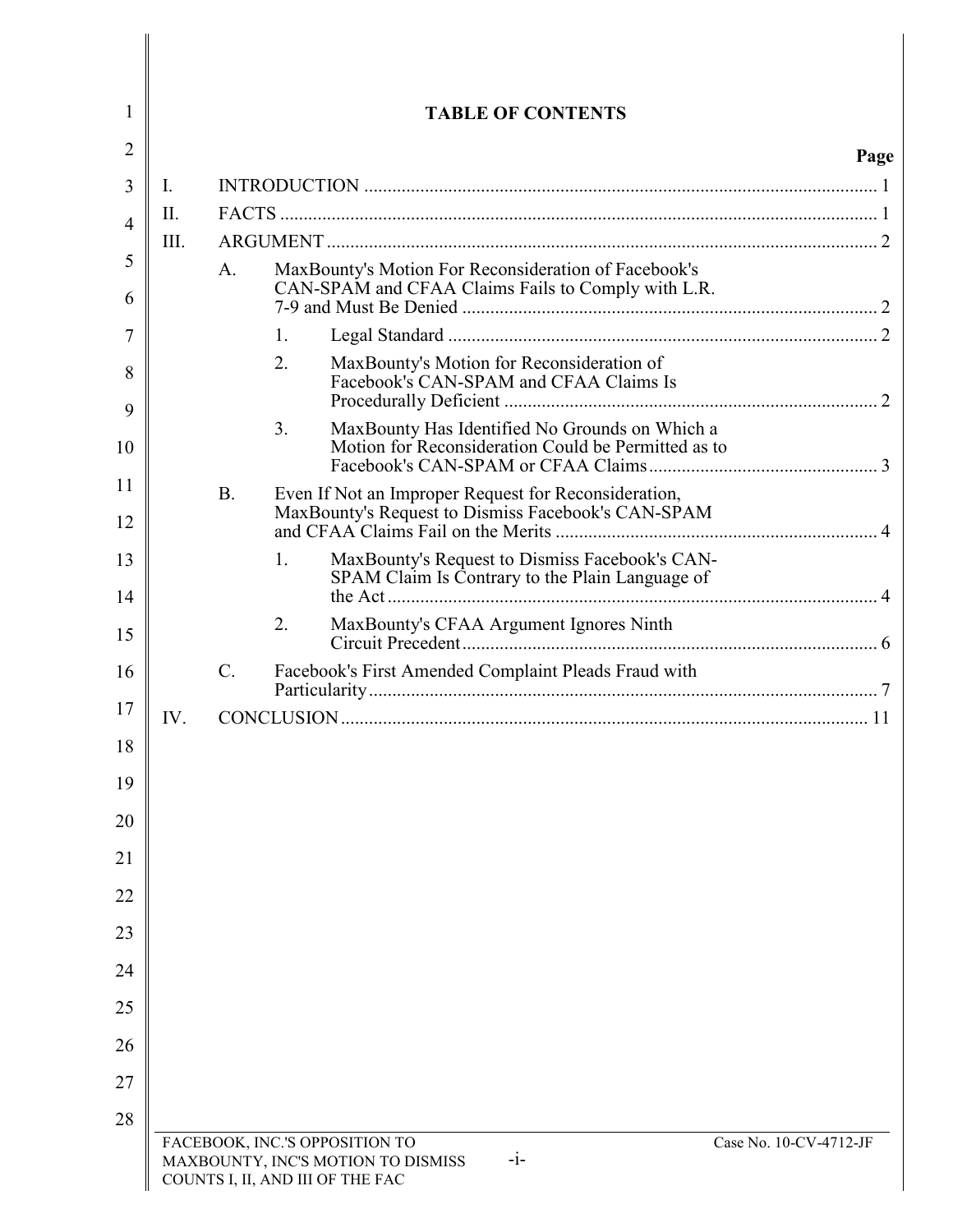# TABLE OF CONTENTS

| | | | | Page |
|---|---|---|---|---|
| I. | INTRODUCTION | | | 1 |
| II. | FACTS | | | 1 |
| III. | ARGUMENT | | | 2 |
| | A. | MaxBounty's Motion For Reconsideration of Facebook's CAN-SPAM and CFAA Claims Fails to Comply with L.R. 7-9 and Must Be Denied | | 2 |
| | | 1. | Legal Standard | 2 |
| | | 2. | MaxBounty's Motion for Reconsideration of Facebook's CAN-SPAM and CFAA Claims Is Procedurally Deficient | 2 |
| | | 3. | MaxBounty Has Identified No Grounds on Which a Motion for Reconsideration Could be Permitted as to Facebook's CAN-SPAM or CFAA Claims | 3 |
| | B. | Even If Not an Improper Request for Reconsideration, MaxBounty's Request to Dismiss Facebook's CAN-SPAM and CFAA Claims Fail on the Merits | | 4 |
| | | 1. | MaxBounty's Request to Dismiss Facebook's CAN-SPAM Claim Is Contrary to the Plain Language of the Act | 4 |
| | | 2. | MaxBounty's CFAA Argument Ignores Ninth Circuit Precedent | 6 |
| | C. | Facebook's First Amended Complaint Pleads Fraud with Particularity | | 7 |
| IV. | CONCLUSION | | | 11 |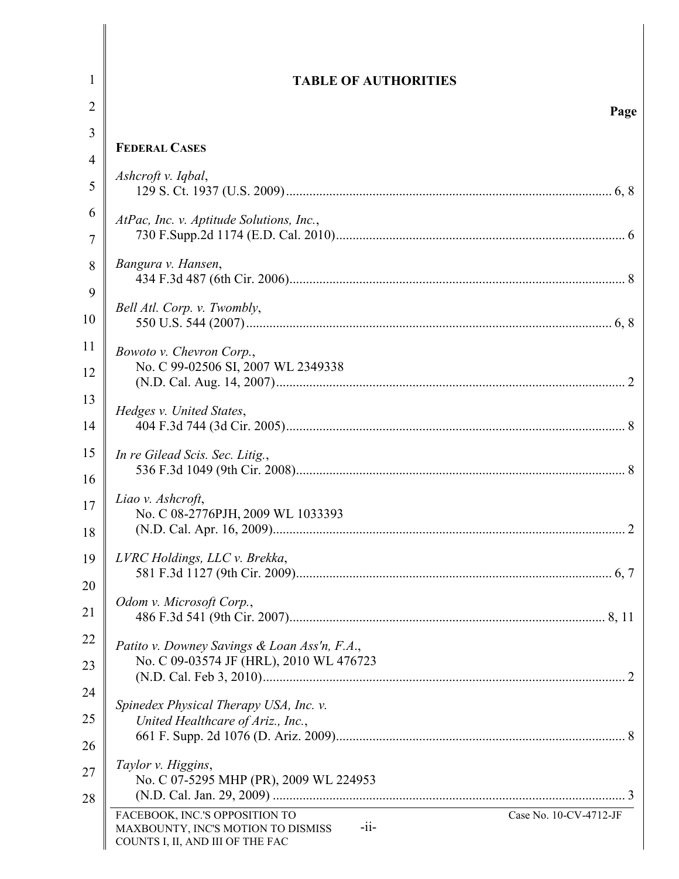## TABLE OF AUTHORITIES

**Page**

**FEDERAL CASES**

*Ashcroft v. Iqbal*,
129 S. Ct. 1937 (U.S. 2009) ........ 6, 8

*AtPac, Inc. v. Aptitude Solutions, Inc.*,
730 F.Supp.2d 1174 (E.D. Cal. 2010) ........ 6

*Bangura v. Hansen*,
434 F.3d 487 (6th Cir. 2006) ........ 8

*Bell Atl. Corp. v. Twombly*,
550 U.S. 544 (2007) ........ 6, 8

*Bowoto v. Chevron Corp.*,
No. C 99-02506 SI, 2007 WL 2349338
(N.D. Cal. Aug. 14, 2007) ........ 2

*Hedges v. United States*,
404 F.3d 744 (3d Cir. 2005) ........ 8

*In re Gilead Scis. Sec. Litig.*,
536 F.3d 1049 (9th Cir. 2008) ........ 8

*Liao v. Ashcroft*,
No. C 08-2776PJH, 2009 WL 1033393
(N.D. Cal. Apr. 16, 2009) ........ 2

*LVRC Holdings, LLC v. Brekka*,
581 F.3d 1127 (9th Cir. 2009) ........ 6, 7

*Odom v. Microsoft Corp.*,
486 F.3d 541 (9th Cir. 2007) ........ 8, 11

*Patito v. Downey Savings & Loan Ass'n, F.A.*,
No. C 09-03574 JF (HRL), 2010 WL 476723
(N.D. Cal. Feb 3, 2010) ........ 2

*Spinedex Physical Therapy USA, Inc. v. United Healthcare of Ariz., Inc.*,
661 F. Supp. 2d 1076 (D. Ariz. 2009) ........ 8

*Taylor v. Higgins*,
No. C 07-5295 MHP (PR), 2009 WL 224953
(N.D. Cal. Jan. 29, 2009) ........ 3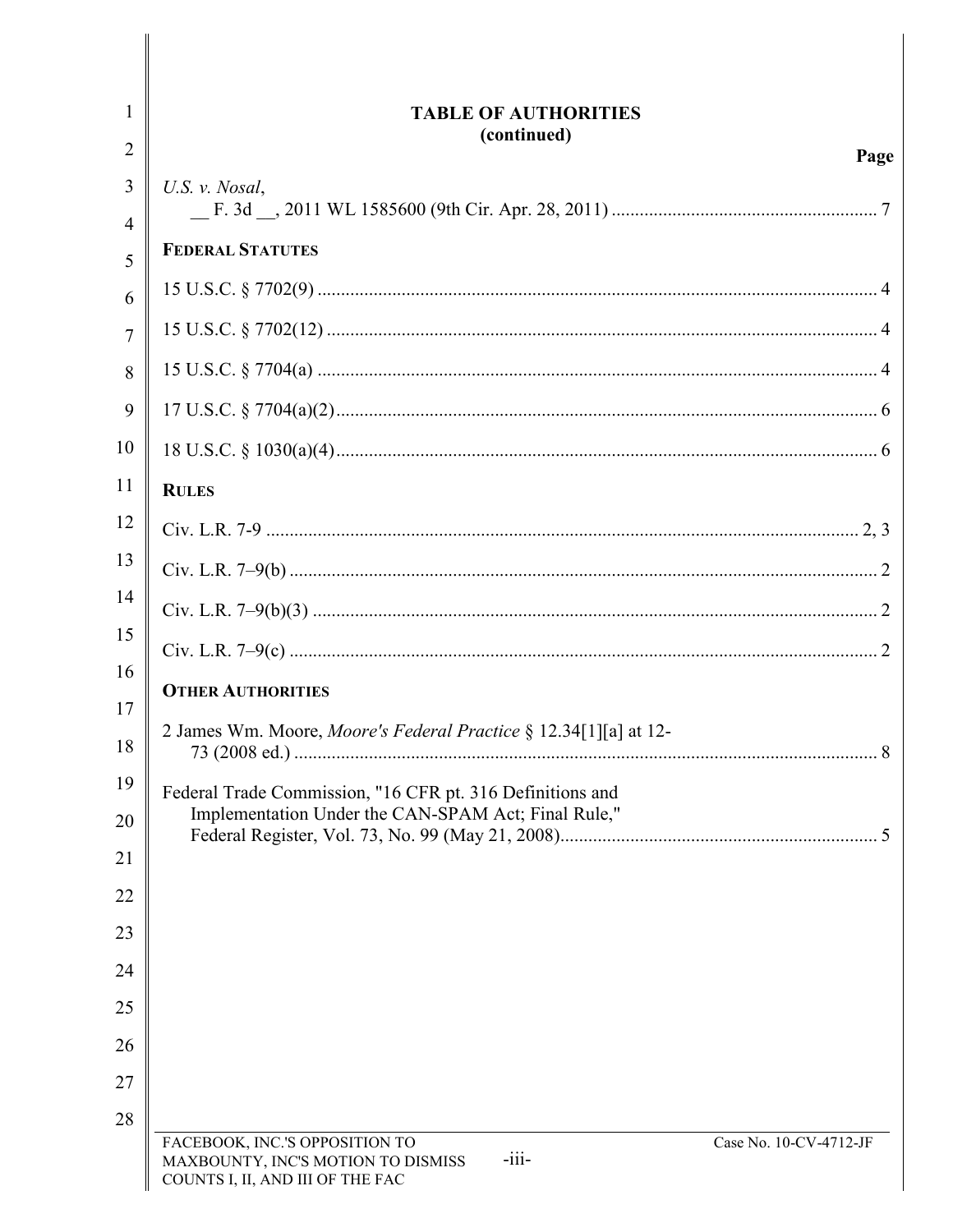## TABLE OF AUTHORITIES
### (continued)

| | Page |
|---|---|
| *U.S. v. Nosal*, __ F. 3d __, 2011 WL 1585600 (9th Cir. Apr. 28, 2011) | 7 |
| **FEDERAL STATUTES** | |
| 15 U.S.C. § 7702(9) | 4 |
| 15 U.S.C. § 7702(12) | 4 |
| 15 U.S.C. § 7704(a) | 4 |
| 17 U.S.C. § 7704(a)(2) | 6 |
| 18 U.S.C. § 1030(a)(4) | 6 |
| **RULES** | |
| Civ. L.R. 7-9 | 2, 3 |
| Civ. L.R. 7–9(b) | 2 |
| Civ. L.R. 7–9(b)(3) | 2 |
| Civ. L.R. 7–9(c) | 2 |
| **OTHER AUTHORITIES** | |
| 2 James Wm. Moore, *Moore's Federal Practice* § 12.34[1][a] at 12-73 (2008 ed.) | 8 |
| Federal Trade Commission, "16 CFR pt. 316 Definitions and Implementation Under the CAN-SPAM Act; Final Rule," Federal Register, Vol. 73, No. 99 (May 21, 2008) | 5 |

FACEBOOK, INC.'S OPPOSITION TO MAXBOUNTY, INC'S MOTION TO DISMISS COUNTS I, II, AND III OF THE FAC

Case No. 10-CV-4712-JF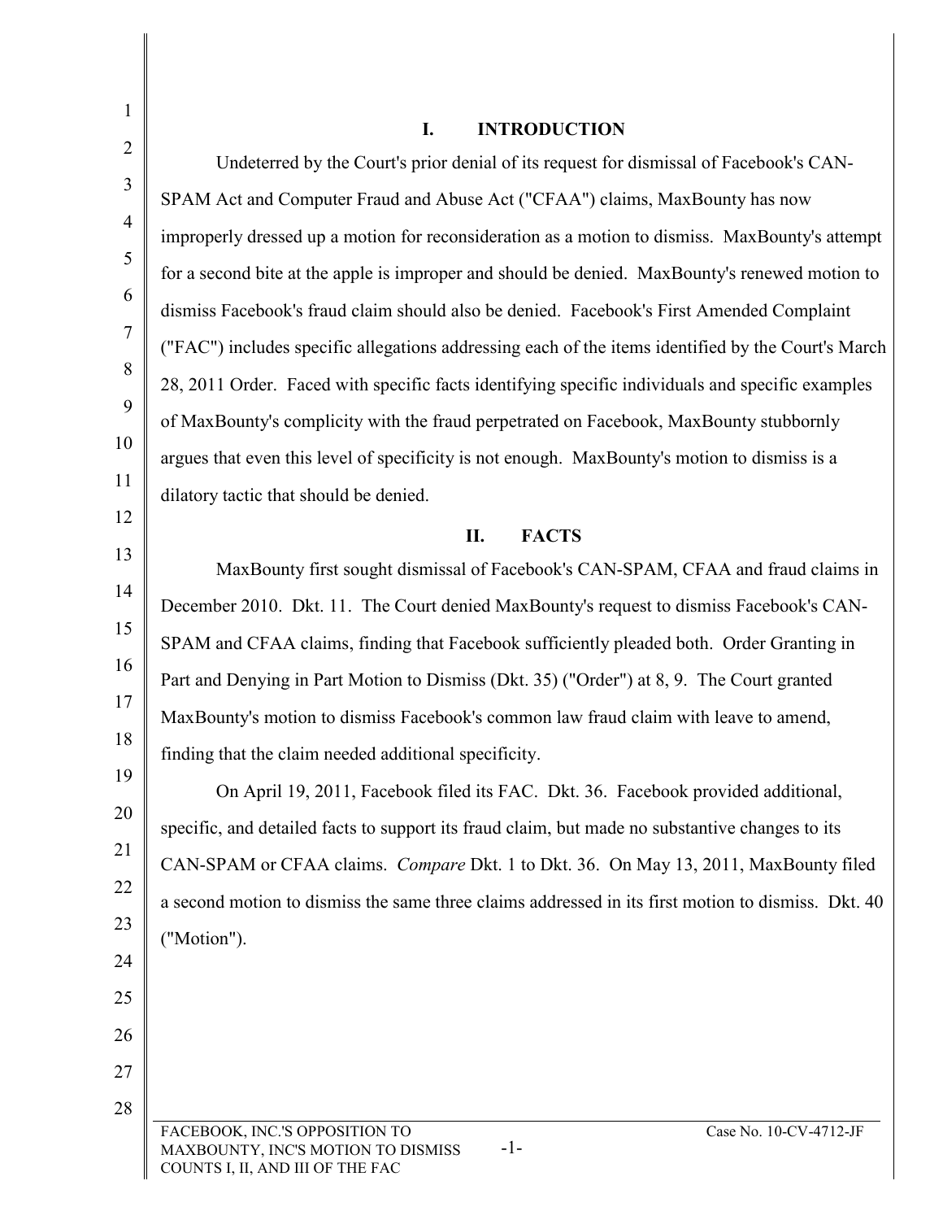## I. INTRODUCTION

Undeterred by the Court's prior denial of its request for dismissal of Facebook's CAN-SPAM Act and Computer Fraud and Abuse Act ("CFAA") claims, MaxBounty has now improperly dressed up a motion for reconsideration as a motion to dismiss. MaxBounty's attempt for a second bite at the apple is improper and should be denied. MaxBounty's renewed motion to dismiss Facebook's fraud claim should also be denied. Facebook's First Amended Complaint ("FAC") includes specific allegations addressing each of the items identified by the Court's March 28, 2011 Order. Faced with specific facts identifying specific individuals and specific examples of MaxBounty's complicity with the fraud perpetrated on Facebook, MaxBounty stubbornly argues that even this level of specificity is not enough. MaxBounty's motion to dismiss is a dilatory tactic that should be denied.

## II. FACTS

MaxBounty first sought dismissal of Facebook's CAN-SPAM, CFAA and fraud claims in December 2010. Dkt. 11. The Court denied MaxBounty's request to dismiss Facebook's CAN-SPAM and CFAA claims, finding that Facebook sufficiently pleaded both. Order Granting in Part and Denying in Part Motion to Dismiss (Dkt. 35) ("Order") at 8, 9. The Court granted MaxBounty's motion to dismiss Facebook's common law fraud claim with leave to amend, finding that the claim needed additional specificity.

On April 19, 2011, Facebook filed its FAC. Dkt. 36. Facebook provided additional, specific, and detailed facts to support its fraud claim, but made no substantive changes to its CAN-SPAM or CFAA claims. *Compare* Dkt. 1 to Dkt. 36. On May 13, 2011, MaxBounty filed a second motion to dismiss the same three claims addressed in its first motion to dismiss. Dkt. 40 ("Motion").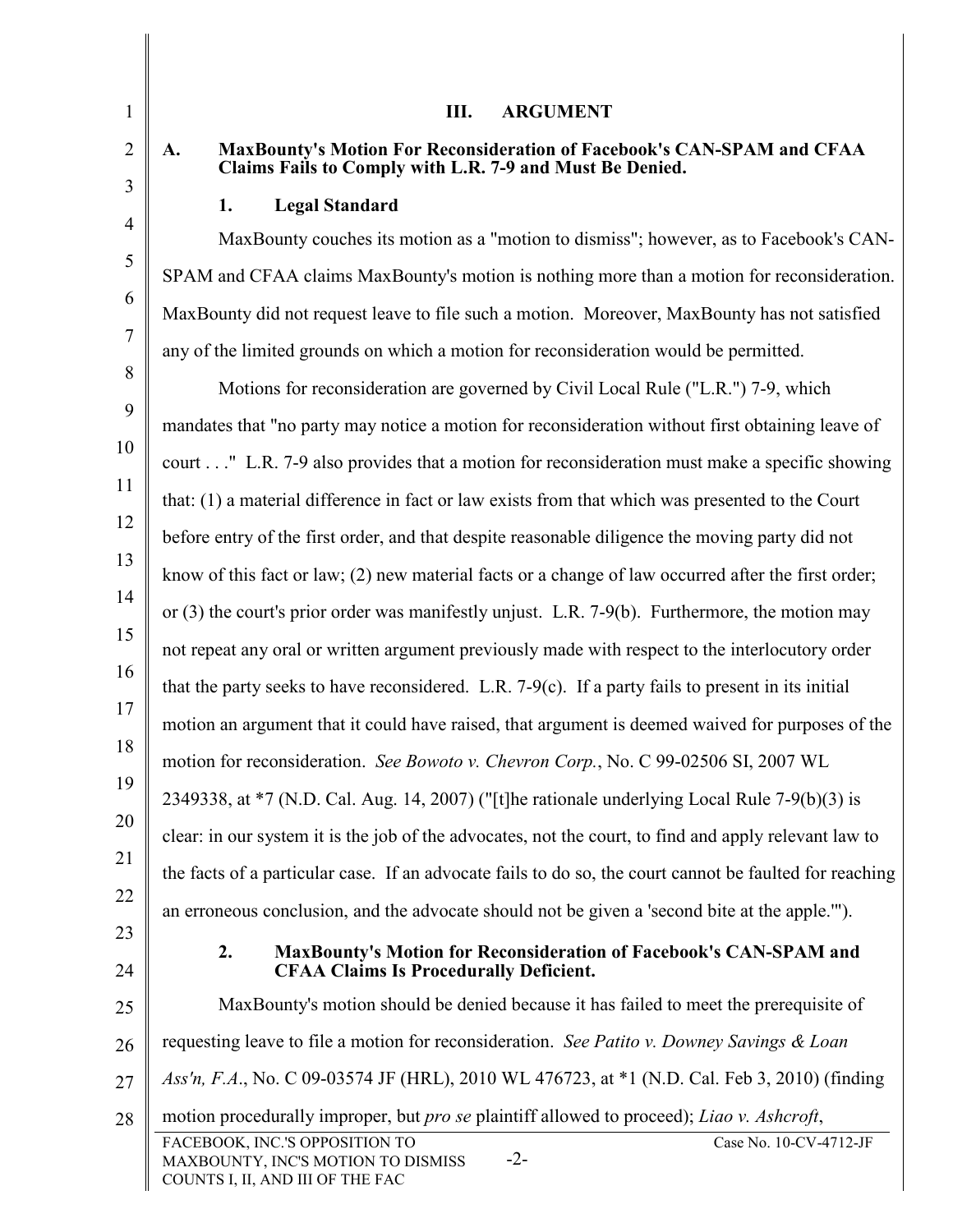## III. ARGUMENT

### A. MaxBounty's Motion For Reconsideration of Facebook's CAN-SPAM and CFAA Claims Fails to Comply with L.R. 7-9 and Must Be Denied.

#### 1. Legal Standard

MaxBounty couches its motion as a "motion to dismiss"; however, as to Facebook's CAN-SPAM and CFAA claims MaxBounty's motion is nothing more than a motion for reconsideration. MaxBounty did not request leave to file such a motion. Moreover, MaxBounty has not satisfied any of the limited grounds on which a motion for reconsideration would be permitted.

Motions for reconsideration are governed by Civil Local Rule ("L.R.") 7-9, which mandates that "no party may notice a motion for reconsideration without first obtaining leave of court . . ." L.R. 7-9 also provides that a motion for reconsideration must make a specific showing that: (1) a material difference in fact or law exists from that which was presented to the Court before entry of the first order, and that despite reasonable diligence the moving party did not know of this fact or law; (2) new material facts or a change of law occurred after the first order; or (3) the court's prior order was manifestly unjust. L.R. 7-9(b). Furthermore, the motion may not repeat any oral or written argument previously made with respect to the interlocutory order that the party seeks to have reconsidered. L.R. 7-9(c). If a party fails to present in its initial motion an argument that it could have raised, that argument is deemed waived for purposes of the motion for reconsideration. *See Bowoto v. Chevron Corp.*, No. C 99-02506 SI, 2007 WL 2349338, at *7 (N.D. Cal. Aug. 14, 2007) ("[t]he rationale underlying Local Rule 7-9(b)(3) is clear: in our system it is the job of the advocates, not the court, to find and apply relevant law to the facts of a particular case. If an advocate fails to do so, the court cannot be faulted for reaching an erroneous conclusion, and the advocate should not be given a 'second bite at the apple.'").

#### 2. MaxBounty's Motion for Reconsideration of Facebook's CAN-SPAM and CFAA Claims Is Procedurally Deficient.

MaxBounty's motion should be denied because it has failed to meet the prerequisite of requesting leave to file a motion for reconsideration. *See Patito v. Downey Savings & Loan Ass'n, F.A.*, No. C 09-03574 JF (HRL), 2010 WL 476723, at *1 (N.D. Cal. Feb 3, 2010) (finding motion procedurally improper, but *pro se* plaintiff allowed to proceed); *Liao v. Ashcroft*,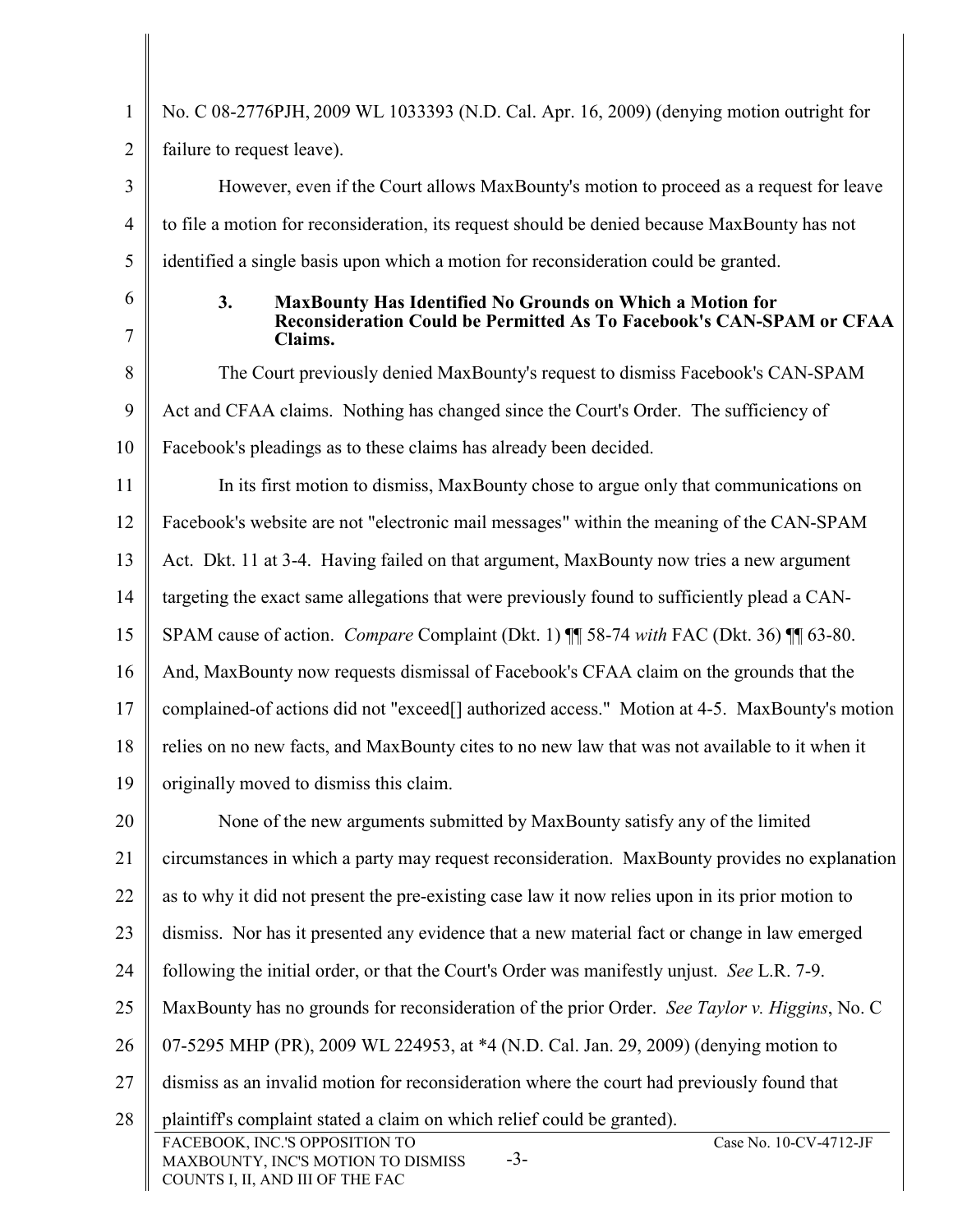No. C 08-2776PJH, 2009 WL 1033393 (N.D. Cal. Apr. 16, 2009) (denying motion outright for failure to request leave).

However, even if the Court allows MaxBounty's motion to proceed as a request for leave to file a motion for reconsideration, its request should be denied because MaxBounty has not identified a single basis upon which a motion for reconsideration could be granted.

### 3. MaxBounty Has Identified No Grounds on Which a Motion for Reconsideration Could be Permitted As To Facebook's CAN-SPAM or CFAA Claims.

The Court previously denied MaxBounty's request to dismiss Facebook's CAN-SPAM Act and CFAA claims. Nothing has changed since the Court's Order. The sufficiency of Facebook's pleadings as to these claims has already been decided.

In its first motion to dismiss, MaxBounty chose to argue only that communications on Facebook's website are not "electronic mail messages" within the meaning of the CAN-SPAM Act. Dkt. 11 at 3-4. Having failed on that argument, MaxBounty now tries a new argument targeting the exact same allegations that were previously found to sufficiently plead a CAN-SPAM cause of action. *Compare* Complaint (Dkt. 1) ¶¶ 58-74 *with* FAC (Dkt. 36) ¶¶ 63-80. And, MaxBounty now requests dismissal of Facebook's CFAA claim on the grounds that the complained-of actions did not "exceed[] authorized access." Motion at 4-5. MaxBounty's motion relies on no new facts, and MaxBounty cites to no new law that was not available to it when it originally moved to dismiss this claim.

None of the new arguments submitted by MaxBounty satisfy any of the limited circumstances in which a party may request reconsideration. MaxBounty provides no explanation as to why it did not present the pre-existing case law it now relies upon in its prior motion to dismiss. Nor has it presented any evidence that a new material fact or change in law emerged following the initial order, or that the Court's Order was manifestly unjust. *See* L.R. 7-9. MaxBounty has no grounds for reconsideration of the prior Order. *See Taylor v. Higgins*, No. C 07-5295 MHP (PR), 2009 WL 224953, at *4 (N.D. Cal. Jan. 29, 2009) (denying motion to dismiss as an invalid motion for reconsideration where the court had previously found that plaintiff's complaint stated a claim on which relief could be granted).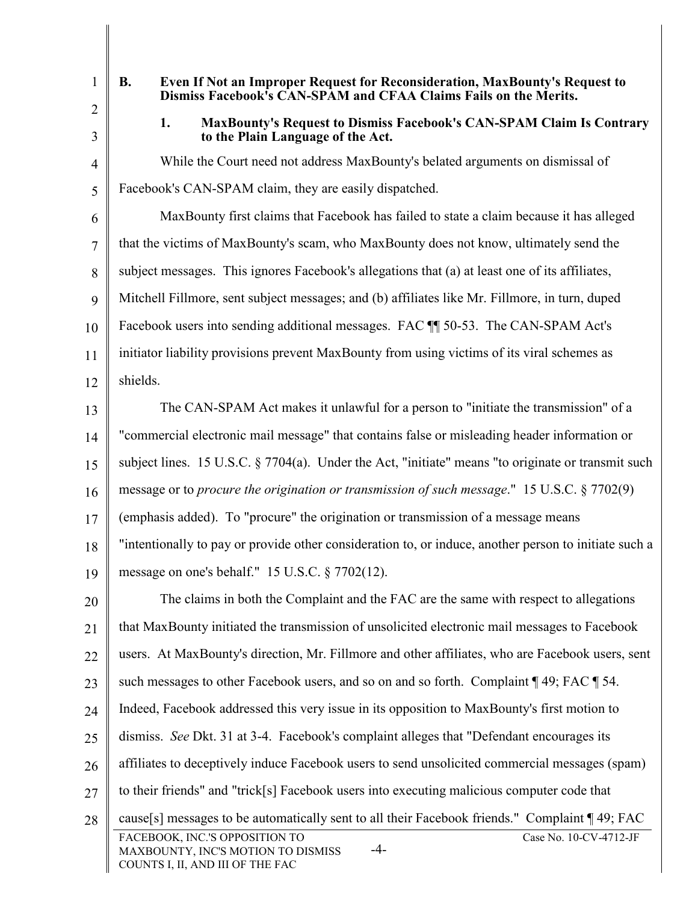### B. Even If Not an Improper Request for Reconsideration, MaxBounty's Request to Dismiss Facebook's CAN-SPAM and CFAA Claims Fails on the Merits.

#### 1. MaxBounty's Request to Dismiss Facebook's CAN-SPAM Claim Is Contrary to the Plain Language of the Act.

While the Court need not address MaxBounty's belated arguments on dismissal of Facebook's CAN-SPAM claim, they are easily dispatched.

MaxBounty first claims that Facebook has failed to state a claim because it has alleged that the victims of MaxBounty's scam, who MaxBounty does not know, ultimately send the subject messages. This ignores Facebook's allegations that (a) at least one of its affiliates, Mitchell Fillmore, sent subject messages; and (b) affiliates like Mr. Fillmore, in turn, duped Facebook users into sending additional messages. FAC ¶¶ 50-53. The CAN-SPAM Act's initiator liability provisions prevent MaxBounty from using victims of its viral schemes as shields.

The CAN-SPAM Act makes it unlawful for a person to "initiate the transmission" of a "commercial electronic mail message" that contains false or misleading header information or subject lines. 15 U.S.C. § 7704(a). Under the Act, "initiate" means "to originate or transmit such message or to *procure the origination or transmission of such message*." 15 U.S.C. § 7702(9) (emphasis added). To "procure" the origination or transmission of a message means "intentionally to pay or provide other consideration to, or induce, another person to initiate such a message on one's behalf." 15 U.S.C. § 7702(12).

The claims in both the Complaint and the FAC are the same with respect to allegations that MaxBounty initiated the transmission of unsolicited electronic mail messages to Facebook users. At MaxBounty's direction, Mr. Fillmore and other affiliates, who are Facebook users, sent such messages to other Facebook users, and so on and so forth. Complaint ¶ 49; FAC ¶ 54. Indeed, Facebook addressed this very issue in its opposition to MaxBounty's first motion to dismiss. *See* Dkt. 31 at 3-4. Facebook's complaint alleges that "Defendant encourages its affiliates to deceptively induce Facebook users to send unsolicited commercial messages (spam) to their friends" and "trick[s] Facebook users into executing malicious computer code that cause[s] messages to be automatically sent to all their Facebook friends." Complaint ¶ 49; FAC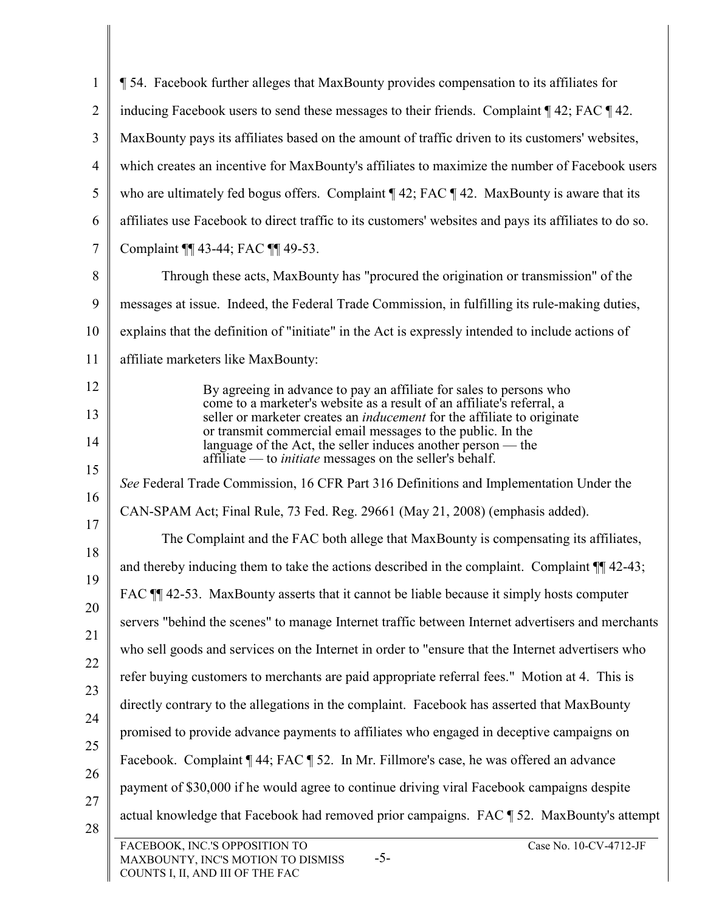¶ 54. Facebook further alleges that MaxBounty provides compensation to its affiliates for inducing Facebook users to send these messages to their friends. Complaint ¶ 42; FAC ¶ 42. MaxBounty pays its affiliates based on the amount of traffic driven to its customers' websites, which creates an incentive for MaxBounty's affiliates to maximize the number of Facebook users who are ultimately fed bogus offers. Complaint ¶ 42; FAC ¶ 42. MaxBounty is aware that its affiliates use Facebook to direct traffic to its customers' websites and pays its affiliates to do so. Complaint ¶¶ 43-44; FAC ¶¶ 49-53.

Through these acts, MaxBounty has "procured the origination or transmission" of the messages at issue. Indeed, the Federal Trade Commission, in fulfilling its rule-making duties, explains that the definition of "initiate" in the Act is expressly intended to include actions of affiliate marketers like MaxBounty:

> By agreeing in advance to pay an affiliate for sales to persons who come to a marketer's website as a result of an affiliate's referral, a seller or marketer creates an *inducement* for the affiliate to originate or transmit commercial email messages to the public. In the language of the Act, the seller induces another person — the affiliate — to *initiate* messages on the seller's behalf.

*See* Federal Trade Commission, 16 CFR Part 316 Definitions and Implementation Under the CAN-SPAM Act; Final Rule, 73 Fed. Reg. 29661 (May 21, 2008) (emphasis added).

The Complaint and the FAC both allege that MaxBounty is compensating its affiliates, and thereby inducing them to take the actions described in the complaint. Complaint ¶¶ 42-43; FAC ¶¶ 42-53. MaxBounty asserts that it cannot be liable because it simply hosts computer servers "behind the scenes" to manage Internet traffic between Internet advertisers and merchants who sell goods and services on the Internet in order to "ensure that the Internet advertisers who refer buying customers to merchants are paid appropriate referral fees." Motion at 4. This is directly contrary to the allegations in the complaint. Facebook has asserted that MaxBounty promised to provide advance payments to affiliates who engaged in deceptive campaigns on Facebook. Complaint ¶ 44; FAC ¶ 52. In Mr. Fillmore's case, he was offered an advance payment of $30,000 if he would agree to continue driving viral Facebook campaigns despite actual knowledge that Facebook had removed prior campaigns. FAC ¶ 52. MaxBounty's attempt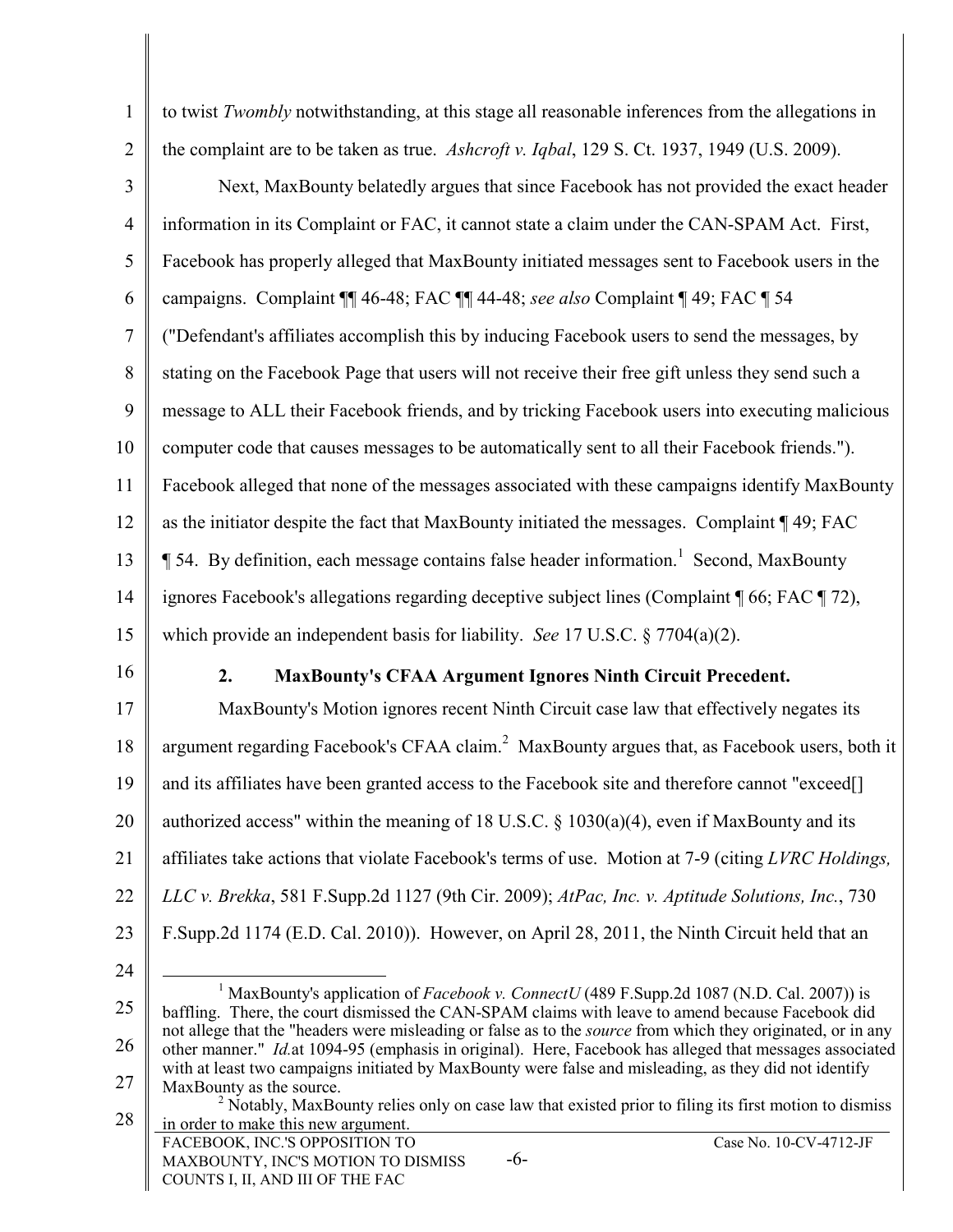to twist *Twombly* notwithstanding, at this stage all reasonable inferences from the allegations in the complaint are to be taken as true. *Ashcroft v. Iqbal*, 129 S. Ct. 1937, 1949 (U.S. 2009).

Next, MaxBounty belatedly argues that since Facebook has not provided the exact header information in its Complaint or FAC, it cannot state a claim under the CAN-SPAM Act. First, Facebook has properly alleged that MaxBounty initiated messages sent to Facebook users in the campaigns. Complaint ¶¶ 46-48; FAC ¶¶ 44-48; *see also* Complaint ¶ 49; FAC ¶ 54 ("Defendant's affiliates accomplish this by inducing Facebook users to send the messages, by stating on the Facebook Page that users will not receive their free gift unless they send such a message to ALL their Facebook friends, and by tricking Facebook users into executing malicious computer code that causes messages to be automatically sent to all their Facebook friends."). Facebook alleged that none of the messages associated with these campaigns identify MaxBounty as the initiator despite the fact that MaxBounty initiated the messages. Complaint ¶ 49; FAC ¶ 54. By definition, each message contains false header information.[1] Second, MaxBounty ignores Facebook's allegations regarding deceptive subject lines (Complaint ¶ 66; FAC ¶ 72), which provide an independent basis for liability. *See* 17 U.S.C. § 7704(a)(2).

### 2. MaxBounty's CFAA Argument Ignores Ninth Circuit Precedent.

MaxBounty's Motion ignores recent Ninth Circuit case law that effectively negates its argument regarding Facebook's CFAA claim.[2] MaxBounty argues that, as Facebook users, both it and its affiliates have been granted access to the Facebook site and therefore cannot "exceed[] authorized access" within the meaning of 18 U.S.C. § 1030(a)(4), even if MaxBounty and its affiliates take actions that violate Facebook's terms of use. Motion at 7-9 (citing *LVRC Holdings, LLC v. Brekka*, 581 F.Supp.2d 1127 (9th Cir. 2009); *AtPac, Inc. v. Aptitude Solutions, Inc.*, 730 F.Supp.2d 1174 (E.D. Cal. 2010)). However, on April 28, 2011, the Ninth Circuit held that an

---

[1] MaxBounty's application of *Facebook v. ConnectU* (489 F.Supp.2d 1087 (N.D. Cal. 2007)) is baffling. There, the court dismissed the CAN-SPAM claims with leave to amend because Facebook did not allege that the "headers were misleading or false as to the *source* from which they originated, or in any other manner." *Id.* at 1094-95 (emphasis in original). Here, Facebook has alleged that messages associated with at least two campaigns initiated by MaxBounty were false and misleading, as they did not identify MaxBounty as the source.

[2] Notably, MaxBounty relies only on case law that existed prior to filing its first motion to dismiss in order to make this new argument.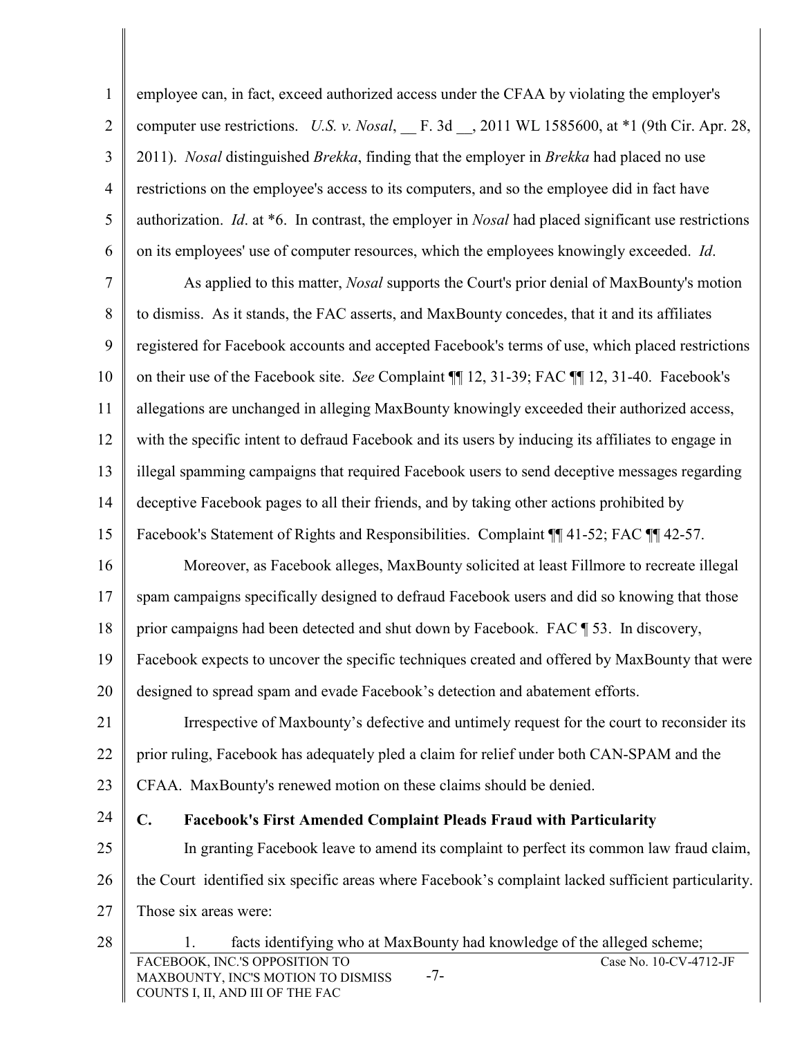employee can, in fact, exceed authorized access under the CFAA by violating the employer's computer use restrictions. *U.S. v. Nosal*, __ F. 3d __, 2011 WL 1585600, at *1 (9th Cir. Apr. 28, 2011). *Nosal* distinguished *Brekka*, finding that the employer in *Brekka* had placed no use restrictions on the employee's access to its computers, and so the employee did in fact have authorization. *Id*. at *6. In contrast, the employer in *Nosal* had placed significant use restrictions on its employees' use of computer resources, which the employees knowingly exceeded. *Id*.

As applied to this matter, *Nosal* supports the Court's prior denial of MaxBounty's motion to dismiss. As it stands, the FAC asserts, and MaxBounty concedes, that it and its affiliates registered for Facebook accounts and accepted Facebook's terms of use, which placed restrictions on their use of the Facebook site. *See* Complaint ¶¶ 12, 31-39; FAC ¶¶ 12, 31-40. Facebook's allegations are unchanged in alleging MaxBounty knowingly exceeded their authorized access, with the specific intent to defraud Facebook and its users by inducing its affiliates to engage in illegal spamming campaigns that required Facebook users to send deceptive messages regarding deceptive Facebook pages to all their friends, and by taking other actions prohibited by Facebook's Statement of Rights and Responsibilities. Complaint ¶¶ 41-52; FAC ¶¶ 42-57.

Moreover, as Facebook alleges, MaxBounty solicited at least Fillmore to recreate illegal spam campaigns specifically designed to defraud Facebook users and did so knowing that those prior campaigns had been detected and shut down by Facebook. FAC ¶ 53. In discovery, Facebook expects to uncover the specific techniques created and offered by MaxBounty that were designed to spread spam and evade Facebook's detection and abatement efforts.

Irrespective of Maxbounty's defective and untimely request for the court to reconsider its prior ruling, Facebook has adequately pled a claim for relief under both CAN-SPAM and the CFAA. MaxBounty's renewed motion on these claims should be denied.

### C. Facebook's First Amended Complaint Pleads Fraud with Particularity

In granting Facebook leave to amend its complaint to perfect its common law fraud claim, the Court identified six specific areas where Facebook's complaint lacked sufficient particularity. Those six areas were:

1. facts identifying who at MaxBounty had knowledge of the alleged scheme;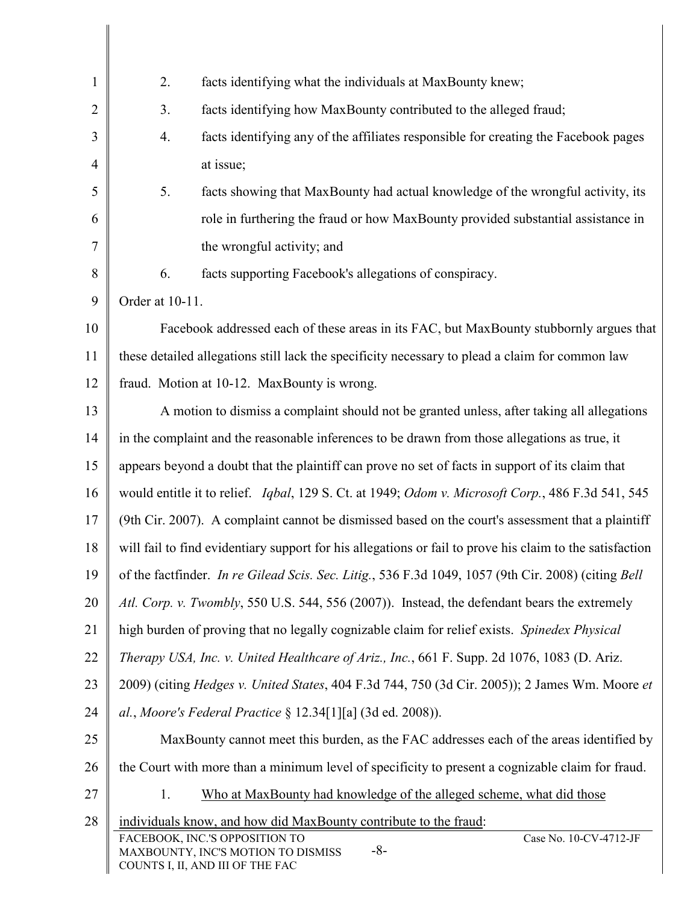2. facts identifying what the individuals at MaxBounty knew;

3. facts identifying how MaxBounty contributed to the alleged fraud;

4. facts identifying any of the affiliates responsible for creating the Facebook pages at issue;

5. facts showing that MaxBounty had actual knowledge of the wrongful activity, its role in furthering the fraud or how MaxBounty provided substantial assistance in the wrongful activity; and

6. facts supporting Facebook's allegations of conspiracy.

Order at 10-11.

Facebook addressed each of these areas in its FAC, but MaxBounty stubbornly argues that these detailed allegations still lack the specificity necessary to plead a claim for common law fraud. Motion at 10-12. MaxBounty is wrong.

A motion to dismiss a complaint should not be granted unless, after taking all allegations in the complaint and the reasonable inferences to be drawn from those allegations as true, it appears beyond a doubt that the plaintiff can prove no set of facts in support of its claim that would entitle it to relief. *Iqbal*, 129 S. Ct. at 1949; *Odom v. Microsoft Corp.*, 486 F.3d 541, 545 (9th Cir. 2007). A complaint cannot be dismissed based on the court's assessment that a plaintiff will fail to find evidentiary support for his allegations or fail to prove his claim to the satisfaction of the factfinder. *In re Gilead Scis. Sec. Litig.*, 536 F.3d 1049, 1057 (9th Cir. 2008) (citing *Bell Atl. Corp. v. Twombly*, 550 U.S. 544, 556 (2007)). Instead, the defendant bears the extremely high burden of proving that no legally cognizable claim for relief exists. *Spinedex Physical Therapy USA, Inc. v. United Healthcare of Ariz., Inc.*, 661 F. Supp. 2d 1076, 1083 (D. Ariz. 2009) (citing *Hedges v. United States*, 404 F.3d 744, 750 (3d Cir. 2005)); 2 James Wm. Moore *et al.*, *Moore's Federal Practice* § 12.34[1][a] (3d ed. 2008)).

MaxBounty cannot meet this burden, as the FAC addresses each of the areas identified by the Court with more than a minimum level of specificity to present a cognizable claim for fraud.

1. Who at MaxBounty had knowledge of the alleged scheme, what did those individuals know, and how did MaxBounty contribute to the fraud: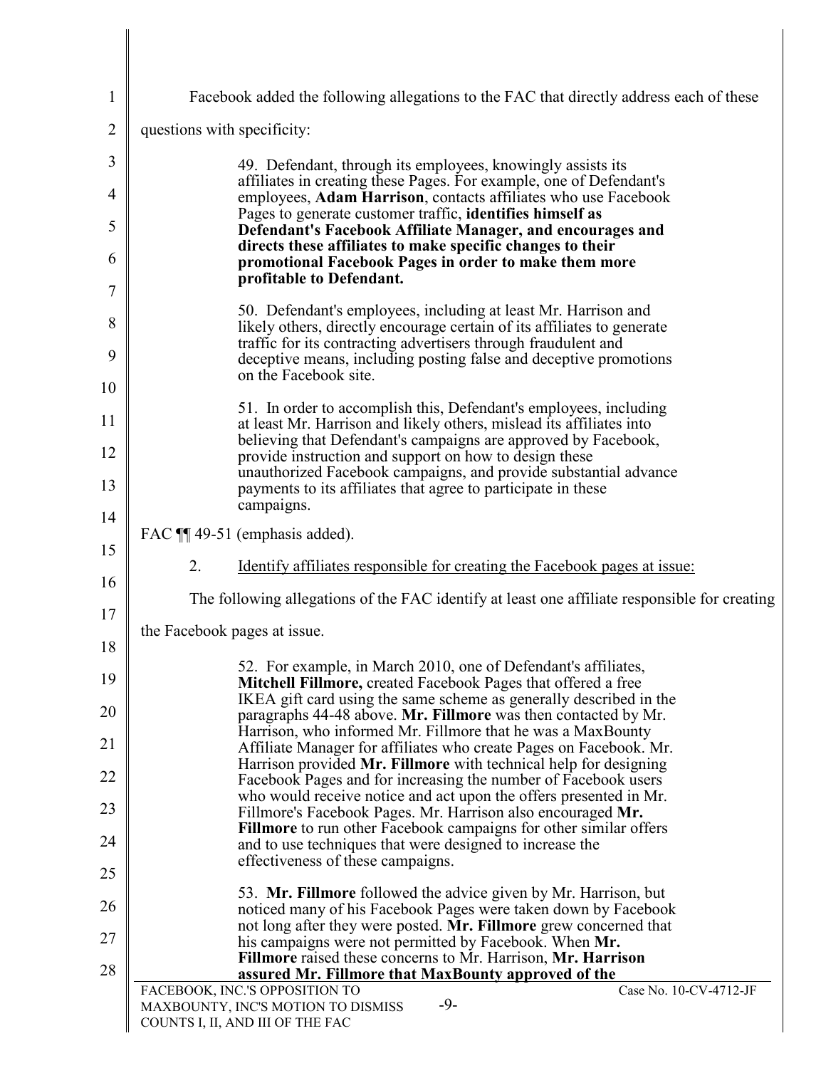Facebook added the following allegations to the FAC that directly address each of these questions with specificity:

> 49. Defendant, through its employees, knowingly assists its affiliates in creating these Pages. For example, one of Defendant's employees, **Adam Harrison**, contacts affiliates who use Facebook Pages to generate customer traffic, **identifies himself as Defendant's Facebook Affiliate Manager, and encourages and directs these affiliates to make specific changes to their promotional Facebook Pages in order to make them more profitable to Defendant.**
>
> 50. Defendant's employees, including at least Mr. Harrison and likely others, directly encourage certain of its affiliates to generate traffic for its contracting advertisers through fraudulent and deceptive means, including posting false and deceptive promotions on the Facebook site.
>
> 51. In order to accomplish this, Defendant's employees, including at least Mr. Harrison and likely others, mislead its affiliates into believing that Defendant's campaigns are approved by Facebook, provide instruction and support on how to design these unauthorized Facebook campaigns, and provide substantial advance payments to its affiliates that agree to participate in these campaigns.

FAC ¶¶ 49-51 (emphasis added).

2. <u>Identify affiliates responsible for creating the Facebook pages at issue:</u>

The following allegations of the FAC identify at least one affiliate responsible for creating the Facebook pages at issue.

> 52. For example, in March 2010, one of Defendant's affiliates, **Mitchell Fillmore,** created Facebook Pages that offered a free IKEA gift card using the same scheme as generally described in the paragraphs 44-48 above. **Mr. Fillmore** was then contacted by Mr. Harrison, who informed Mr. Fillmore that he was a MaxBounty Affiliate Manager for affiliates who create Pages on Facebook. Mr. Harrison provided **Mr. Fillmore** with technical help for designing Facebook Pages and for increasing the number of Facebook users who would receive notice and act upon the offers presented in Mr. Fillmore's Facebook Pages. Mr. Harrison also encouraged **Mr. Fillmore** to run other Facebook campaigns for other similar offers and to use techniques that were designed to increase the effectiveness of these campaigns.
>
> 53. **Mr. Fillmore** followed the advice given by Mr. Harrison, but noticed many of his Facebook Pages were taken down by Facebook not long after they were posted. **Mr. Fillmore** grew concerned that his campaigns were not permitted by Facebook. When **Mr. Fillmore** raised these concerns to Mr. Harrison, **Mr. Harrison assured Mr. Fillmore that MaxBounty approved of the**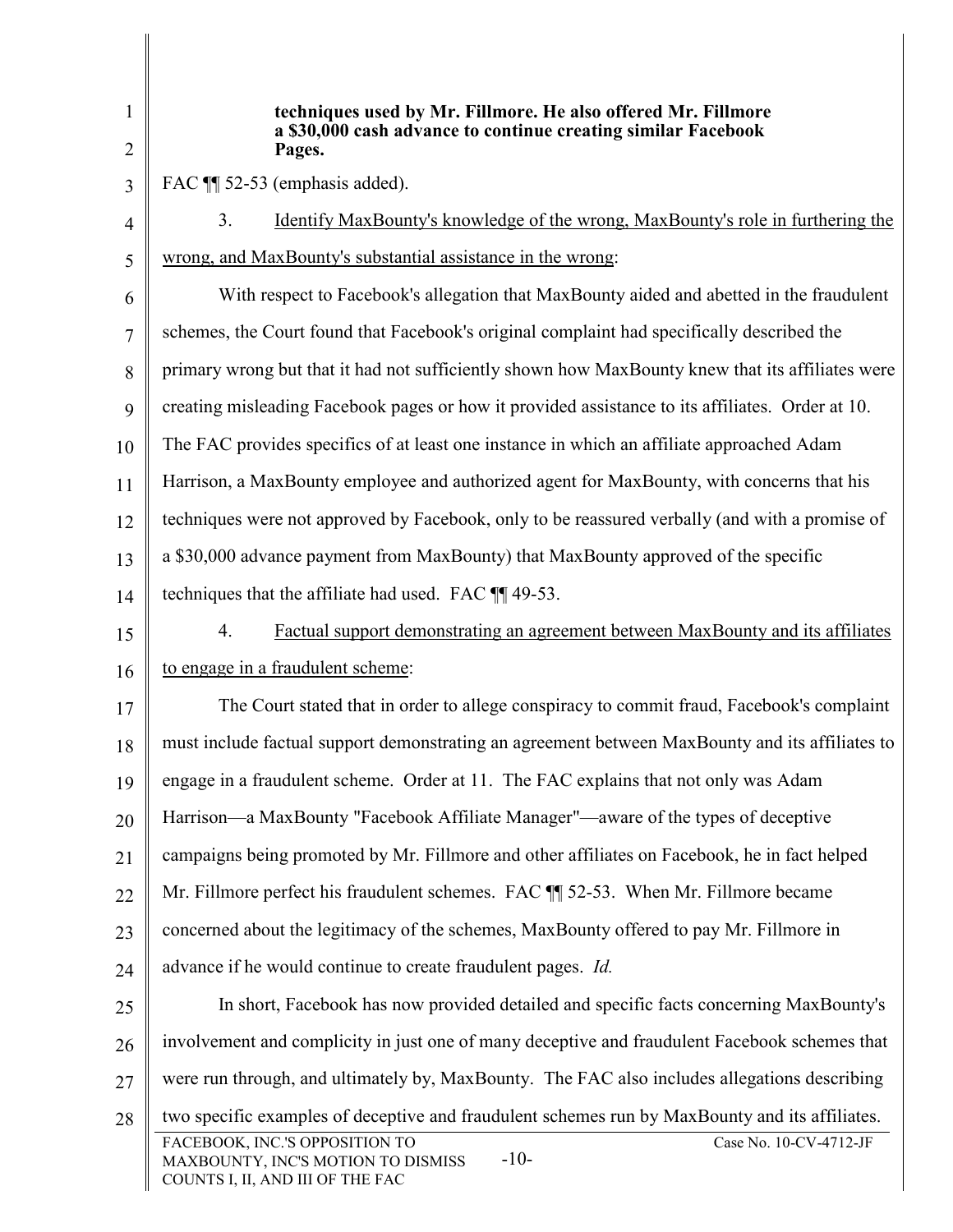**techniques used by Mr. Fillmore. He also offered Mr. Fillmore a $30,000 cash advance to continue creating similar Facebook Pages.**

FAC ¶¶ 52-53 (emphasis added).

3. Identify MaxBounty's knowledge of the wrong, MaxBounty's role in furthering the wrong, and MaxBounty's substantial assistance in the wrong:

With respect to Facebook's allegation that MaxBounty aided and abetted in the fraudulent schemes, the Court found that Facebook's original complaint had specifically described the primary wrong but that it had not sufficiently shown how MaxBounty knew that its affiliates were creating misleading Facebook pages or how it provided assistance to its affiliates. Order at 10. The FAC provides specifics of at least one instance in which an affiliate approached Adam Harrison, a MaxBounty employee and authorized agent for MaxBounty, with concerns that his techniques were not approved by Facebook, only to be reassured verbally (and with a promise of a $30,000 advance payment from MaxBounty) that MaxBounty approved of the specific techniques that the affiliate had used. FAC ¶¶ 49-53.

4. Factual support demonstrating an agreement between MaxBounty and its affiliates to engage in a fraudulent scheme:

The Court stated that in order to allege conspiracy to commit fraud, Facebook's complaint must include factual support demonstrating an agreement between MaxBounty and its affiliates to engage in a fraudulent scheme. Order at 11. The FAC explains that not only was Adam Harrison—a MaxBounty "Facebook Affiliate Manager"—aware of the types of deceptive campaigns being promoted by Mr. Fillmore and other affiliates on Facebook, he in fact helped Mr. Fillmore perfect his fraudulent schemes. FAC ¶¶ 52-53. When Mr. Fillmore became concerned about the legitimacy of the schemes, MaxBounty offered to pay Mr. Fillmore in advance if he would continue to create fraudulent pages. *Id.*

In short, Facebook has now provided detailed and specific facts concerning MaxBounty's involvement and complicity in just one of many deceptive and fraudulent Facebook schemes that were run through, and ultimately by, MaxBounty. The FAC also includes allegations describing two specific examples of deceptive and fraudulent schemes run by MaxBounty and its affiliates.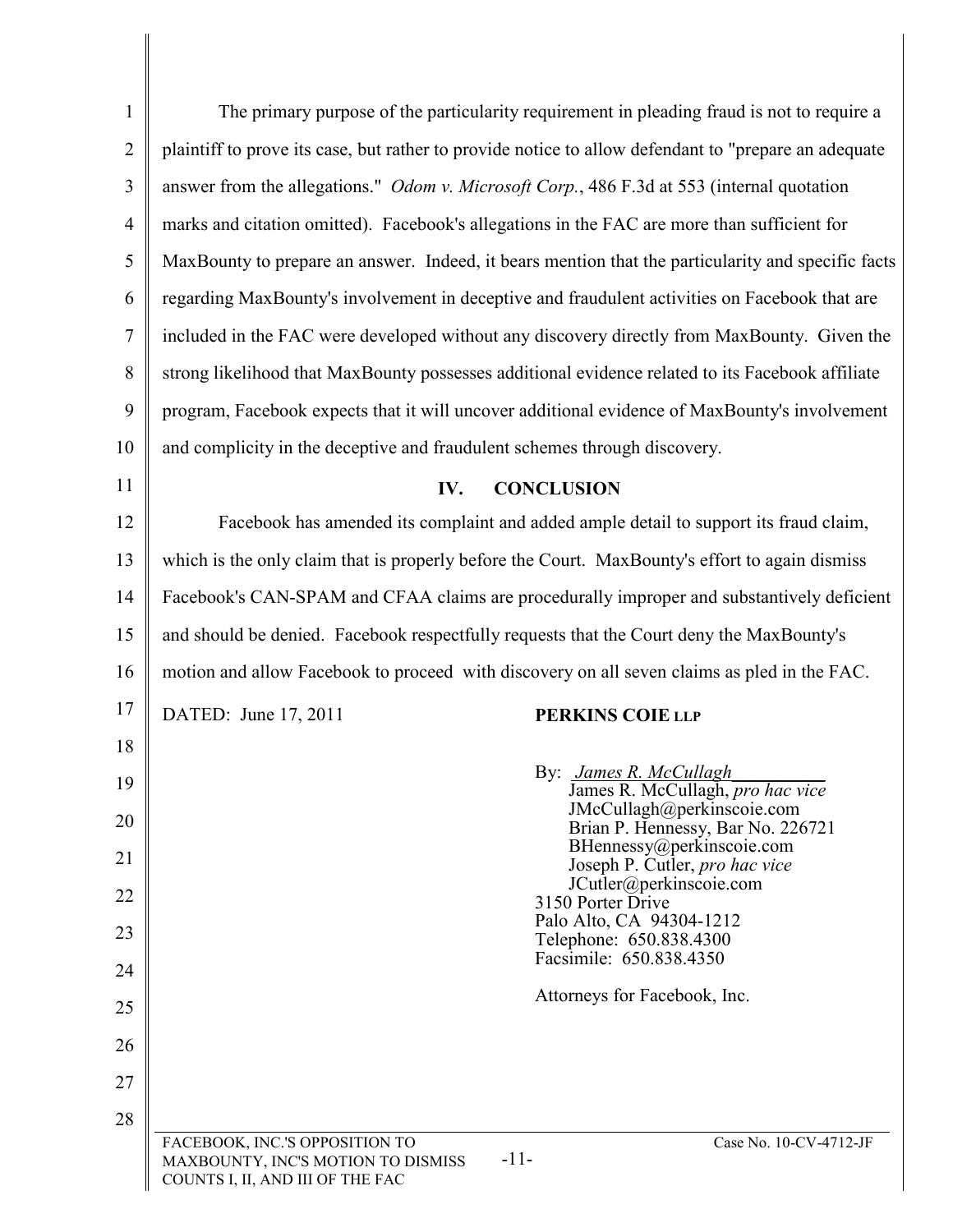The primary purpose of the particularity requirement in pleading fraud is not to require a plaintiff to prove its case, but rather to provide notice to allow defendant to "prepare an adequate answer from the allegations." *Odom v. Microsoft Corp.*, 486 F.3d at 553 (internal quotation marks and citation omitted). Facebook's allegations in the FAC are more than sufficient for MaxBounty to prepare an answer. Indeed, it bears mention that the particularity and specific facts regarding MaxBounty's involvement in deceptive and fraudulent activities on Facebook that are included in the FAC were developed without any discovery directly from MaxBounty. Given the strong likelihood that MaxBounty possesses additional evidence related to its Facebook affiliate program, Facebook expects that it will uncover additional evidence of MaxBounty's involvement and complicity in the deceptive and fraudulent schemes through discovery.

## IV. CONCLUSION

Facebook has amended its complaint and added ample detail to support its fraud claim, which is the only claim that is properly before the Court. MaxBounty's effort to again dismiss Facebook's CAN-SPAM and CFAA claims are procedurally improper and substantively deficient and should be denied. Facebook respectfully requests that the Court deny the MaxBounty's motion and allow Facebook to proceed with discovery on all seven claims as pled in the FAC.

DATED: June 17, 2011

**PERKINS COIE LLP**

By: *James R. McCullagh*
James R. McCullagh, *pro hac vice*
JMcCullagh@perkinscoie.com
Brian P. Hennessy, Bar No. 226721
BHennessy@perkinscoie.com
Joseph P. Cutler, *pro hac vice*
JCutler@perkinscoie.com
3150 Porter Drive
Palo Alto, CA 94304-1212
Telephone: 650.838.4300
Facsimile: 650.838.4350

Attorneys for Facebook, Inc.